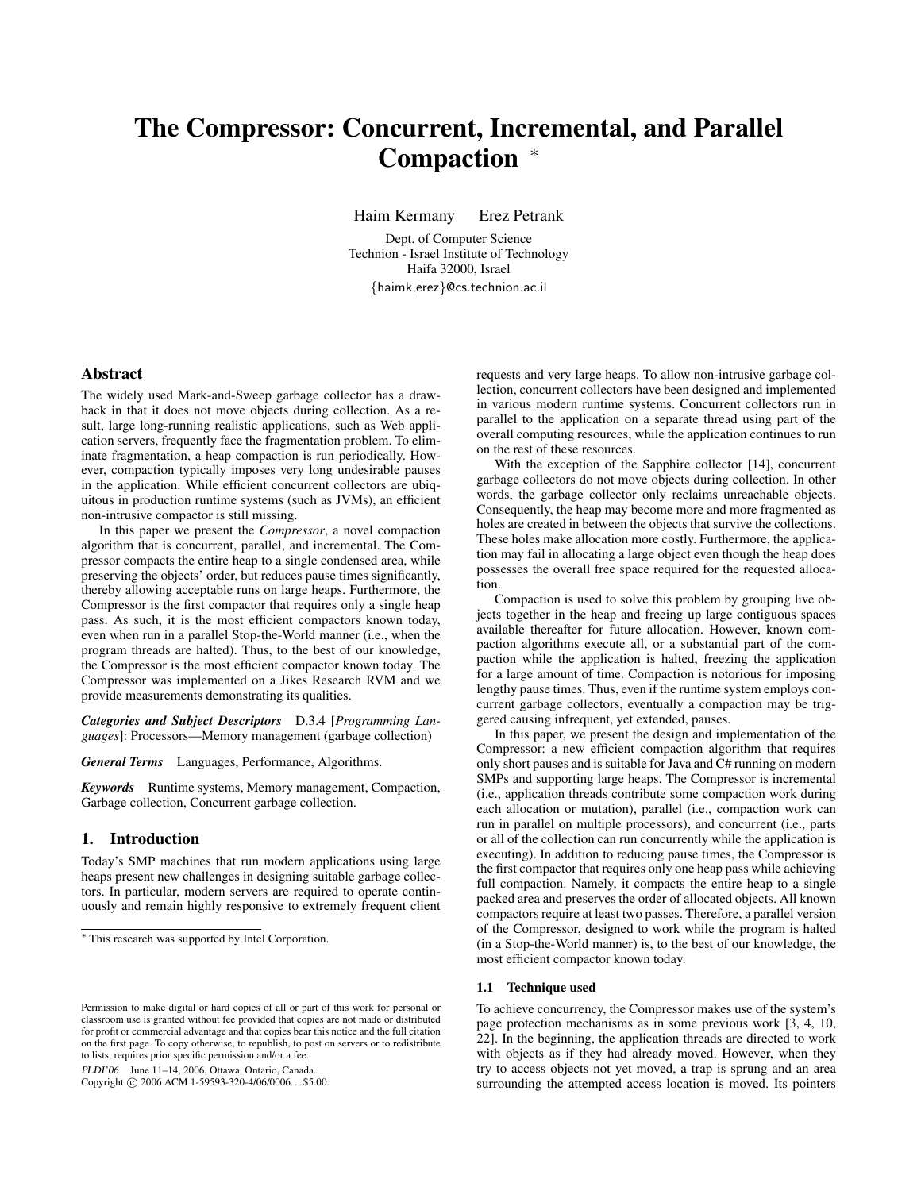# The Compressor: Concurrent, Incremental, and Parallel Compaction *

Haim Kermany  Erez Petrank

Dept. of Computer Science
Technion - Israel Institute of Technology
Haifa 32000, Israel
{haimk,erez}@cs.technion.ac.il

## Abstract

The widely used Mark-and-Sweep garbage collector has a drawback in that it does not move objects during collection. As a result, large long-running realistic applications, such as Web application servers, frequently face the fragmentation problem. To eliminate fragmentation, a heap compaction is run periodically. However, compaction typically imposes very long undesirable pauses in the application. While efficient concurrent collectors are ubiquitous in production runtime systems (such as JVMs), an efficient non-intrusive compactor is still missing.

In this paper we present the *Compressor*, a novel compaction algorithm that is concurrent, parallel, and incremental. The Compressor compacts the entire heap to a single condensed area, while preserving the objects' order, but reduces pause times significantly, thereby allowing acceptable runs on large heaps. Furthermore, the Compressor is the first compactor that requires only a single heap pass. As such, it is the most efficient compactors known today, even when run in a parallel Stop-the-World manner (i.e., when the program threads are halted). Thus, to the best of our knowledge, the Compressor is the most efficient compactor known today. The Compressor was implemented on a Jikes Research RVM and we provide measurements demonstrating its qualities.

***Categories and Subject Descriptors*** D.3.4 [*Programming Languages*]: Processors—Memory management (garbage collection)

***General Terms*** Languages, Performance, Algorithms.

***Keywords*** Runtime systems, Memory management, Compaction, Garbage collection, Concurrent garbage collection.

## 1. Introduction

Today's SMP machines that run modern applications using large heaps present new challenges in designing suitable garbage collectors. In particular, modern servers are required to operate continuously and remain highly responsive to extremely frequent client requests and very large heaps. To allow non-intrusive garbage collection, concurrent collectors have been designed and implemented in various modern runtime systems. Concurrent collectors run in parallel to the application on a separate thread using part of the overall computing resources, while the application continues to run on the rest of these resources.

With the exception of the Sapphire collector [14], concurrent garbage collectors do not move objects during collection. In other words, the garbage collector only reclaims unreachable objects. Consequently, the heap may become more and more fragmented as holes are created in between the objects that survive the collections. These holes make allocation more costly. Furthermore, the application may fail in allocating a large object even though the heap does possesses the overall free space required for the requested allocation.

Compaction is used to solve this problem by grouping live objects together in the heap and freeing up large contiguous spaces available thereafter for future allocation. However, known compaction algorithms execute all, or a substantial part of the compaction while the application is halted, freezing the application for a large amount of time. Compaction is notorious for imposing lengthy pause times. Thus, even if the runtime system employs concurrent garbage collectors, eventually a compaction may be triggered causing infrequent, yet extended, pauses.

In this paper, we present the design and implementation of the Compressor: a new efficient compaction algorithm that requires only short pauses and is suitable for Java and C# running on modern SMPs and supporting large heaps. The Compressor is incremental (i.e., application threads contribute some compaction work during each allocation or mutation), parallel (i.e., compaction work can run in parallel on multiple processors), and concurrent (i.e., parts or all of the collection can run concurrently while the application is executing). In addition to reducing pause times, the Compressor is the first compactor that requires only one heap pass while achieving full compaction. Namely, it compacts the entire heap to a single packed area and preserves the order of allocated objects. All known compactors require at least two passes. Therefore, a parallel version of the Compressor, designed to work while the program is halted (in a Stop-the-World manner) is, to the best of our knowledge, the most efficient compactor known today.

### 1.1 Technique used

To achieve concurrency, the Compressor makes use of the system's page protection mechanisms as in some previous work [3, 4, 10, 22]. In the beginning, the application threads are directed to work with objects as if they had already moved. However, when they try to access objects not yet moved, a trap is sprung and an area surrounding the attempted access location is moved. Its pointers

* This research was supported by Intel Corporation.

Permission to make digital or hard copies of all or part of this work for personal or classroom use is granted without fee provided that copies are not made or distributed for profit or commercial advantage and that copies bear this notice and the full citation on the first page. To copy otherwise, to republish, to post on servers or to redistribute to lists, requires prior specific permission and/or a fee.
*PLDI'06* June 11–14, 2006, Ottawa, Ontario, Canada.
Copyright © 2006 ACM 1-59593-320-4/06/0006…$5.00.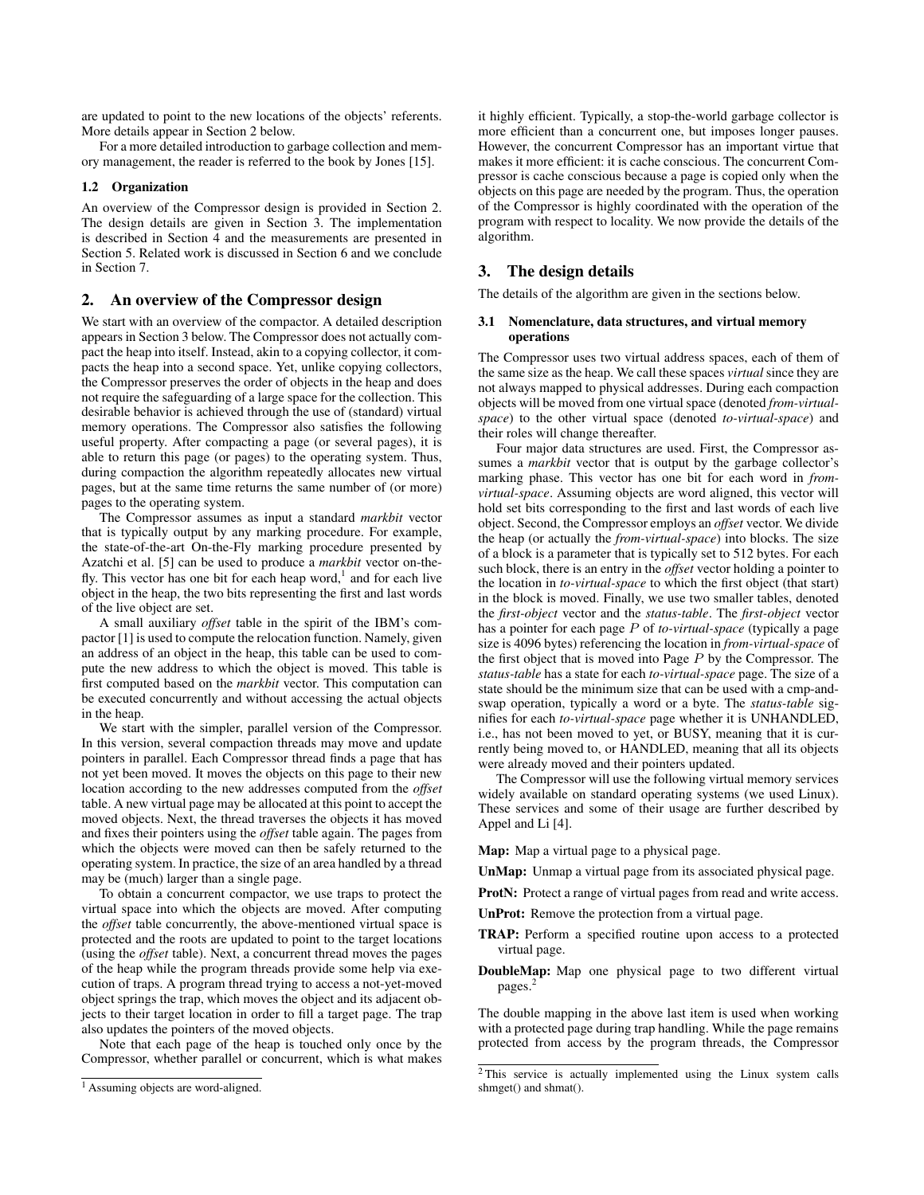are updated to point to the new locations of the objects' referents. More details appear in Section 2 below.

For a more detailed introduction to garbage collection and memory management, the reader is referred to the book by Jones [15].

### 1.2 Organization

An overview of the Compressor design is provided in Section 2. The design details are given in Section 3. The implementation is described in Section 4 and the measurements are presented in Section 5. Related work is discussed in Section 6 and we conclude in Section 7.

## 2. An overview of the Compressor design

We start with an overview of the compactor. A detailed description appears in Section 3 below. The Compressor does not actually compact the heap into itself. Instead, akin to a copying collector, it compacts the heap into a second space. Yet, unlike copying collectors, the Compressor preserves the order of objects in the heap and does not require the safeguarding of a large space for the collection. This desirable behavior is achieved through the use of (standard) virtual memory operations. The Compressor also satisfies the following useful property. After compacting a page (or several pages), it is able to return this page (or pages) to the operating system. Thus, during compaction the algorithm repeatedly allocates new virtual pages, but at the same time returns the same number of (or more) pages to the operating system.

The Compressor assumes as input a standard *markbit* vector that is typically output by any marking procedure. For example, the state-of-the-art On-the-Fly marking procedure presented by Azatchi et al. [5] can be used to produce a *markbit* vector on-the-fly. This vector has one bit for each heap word,[1] and for each live object in the heap, the two bits representing the first and last words of the live object are set.

A small auxiliary *offset* table in the spirit of the IBM's compactor [1] is used to compute the relocation function. Namely, given an address of an object in the heap, this table can be used to compute the new address to which the object is moved. This table is first computed based on the *markbit* vector. This computation can be executed concurrently and without accessing the actual objects in the heap.

We start with the simpler, parallel version of the Compressor. In this version, several compaction threads may move and update pointers in parallel. Each Compressor thread finds a page that has not yet been moved. It moves the objects on this page to their new location according to the new addresses computed from the *offset* table. A new virtual page may be allocated at this point to accept the moved objects. Next, the thread traverses the objects it has moved and fixes their pointers using the *offset* table again. The pages from which the objects were moved can then be safely returned to the operating system. In practice, the size of an area handled by a thread may be (much) larger than a single page.

To obtain a concurrent compactor, we use traps to protect the virtual space into which the objects are moved. After computing the *offset* table concurrently, the above-mentioned virtual space is protected and the roots are updated to point to the target locations (using the *offset* table). Next, a concurrent thread moves the pages of the heap while the program threads provide some help via execution of traps. A program thread trying to access a not-yet-moved object springs the trap, which moves the object and its adjacent objects to their target location in order to fill a target page. The trap also updates the pointers of the moved objects.

Note that each page of the heap is touched only once by the Compressor, whether parallel or concurrent, which is what makes it highly efficient. Typically, a stop-the-world garbage collector is more efficient than a concurrent one, but imposes longer pauses. However, the concurrent Compressor has an important virtue that makes it more efficient: it is cache conscious. The concurrent Compressor is cache conscious because a page is copied only when the objects on this page are needed by the program. Thus, the operation of the Compressor is highly coordinated with the operation of the program with respect to locality. We now provide the details of the algorithm.

## 3. The design details

The details of the algorithm are given in the sections below.

### 3.1 Nomenclature, data structures, and virtual memory operations

The Compressor uses two virtual address spaces, each of them of the same size as the heap. We call these spaces *virtual* since they are not always mapped to physical addresses. During each compaction objects will be moved from one virtual space (denoted *from-virtual-space*) to the other virtual space (denoted *to-virtual-space*) and their roles will change thereafter.

Four major data structures are used. First, the Compressor assumes a *markbit* vector that is output by the garbage collector's marking phase. This vector has one bit for each word in *from-virtual-space*. Assuming objects are word aligned, this vector will hold set bits corresponding to the first and last words of each live object. Second, the Compressor employs an *offset* vector. We divide the heap (or actually the *from-virtual-space*) into blocks. The size of a block is a parameter that is typically set to 512 bytes. For each such block, there is an entry in the *offset* vector holding a pointer to the location in *to-virtual-space* to which the first object (that start) in the block is moved. Finally, we use two smaller tables, denoted the *first-object* vector and the *status-table*. The *first-object* vector has a pointer for each page $P$ of *to-virtual-space* (typically a page size is 4096 bytes) referencing the location in *from-virtual-space* of the first object that is moved into Page $P$ by the Compressor. The *status-table* has a state for each *to-virtual-space* page. The size of a state should be the minimum size that can be used with a cmp-and-swap operation, typically a word or a byte. The *status-table* signifies for each *to-virtual-space* page whether it is UNHANDLED, i.e., has not been moved to yet, or BUSY, meaning that it is currently being moved to, or HANDLED, meaning that all its objects were already moved and their pointers updated.

The Compressor will use the following virtual memory services widely available on standard operating systems (we used Linux). These services and some of their usage are further described by Appel and Li [4].

**Map:** Map a virtual page to a physical page.

**UnMap:** Unmap a virtual page from its associated physical page.

**ProtN:** Protect a range of virtual pages from read and write access.

**UnProt:** Remove the protection from a virtual page.

**TRAP:** Perform a specified routine upon access to a protected virtual page.

**DoubleMap:** Map one physical page to two different virtual pages.[2]

The double mapping in the above last item is used when working with a protected page during trap handling. While the page remains protected from access by the program threads, the Compressor

[1] Assuming objects are word-aligned.

[2] This service is actually implemented using the Linux system calls shmget() and shmat().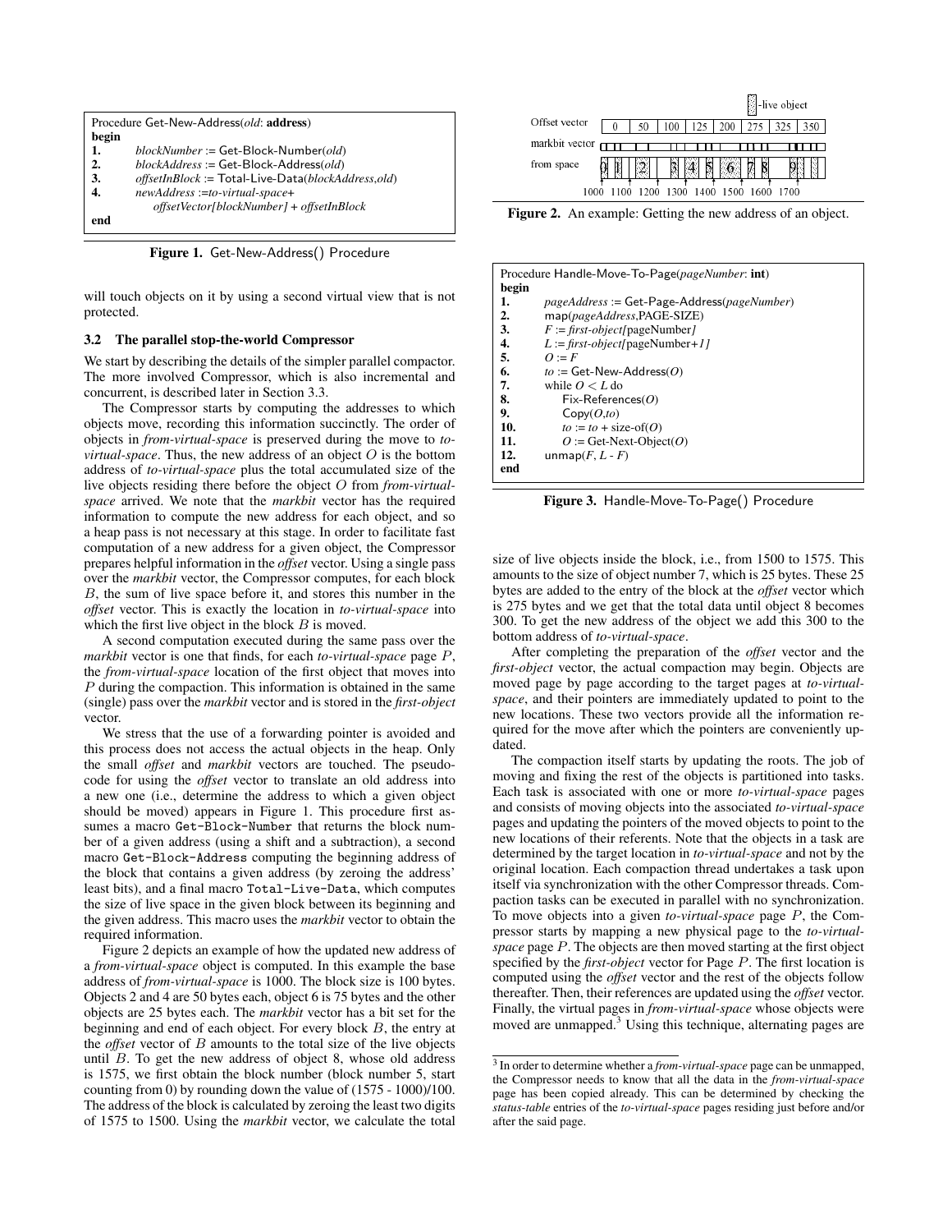```
Procedure Get-New-Address(old: address)
begin
1.    blockNumber := Get-Block-Number(old)
2.    blockAddress := Get-Block-Address(old)
3.    offsetInBlock := Total-Live-Data(blockAddress,old)
4.    newAddress :=to-virtual-space+
          offsetVector[blockNumber] + offsetInBlock
end
```

**Figure 1.** Get-New-Address() Procedure

will touch objects on it by using a second virtual view that is not protected.

### 3.2 The parallel stop-the-world Compressor

We start by describing the details of the simpler parallel compactor. The more involved Compressor, which is also incremental and concurrent, is described later in Section 3.3.

The Compressor starts by computing the addresses to which objects move, recording this information succinctly. The order of objects in *from-virtual-space* is preserved during the move to *to-virtual-space*. Thus, the new address of an object $O$ is the bottom address of *to-virtual-space* plus the total accumulated size of the live objects residing there before the object $O$ from *from-virtual-space* arrived. We note that the *markbit* vector has the required information to compute the new address for each object, and so a heap pass is not necessary at this stage. In order to facilitate fast computation of a new address for a given object, the Compressor prepares helpful information in the *offset* vector. Using a single pass over the *markbit* vector, the Compressor computes, for each block $B$, the sum of live space before it, and stores this number in the *offset* vector. This is exactly the location in *to-virtual-space* into which the first live object in the block $B$ is moved.

A second computation executed during the same pass over the *markbit* vector is one that finds, for each *to-virtual-space* page $P$, the *from-virtual-space* location of the first object that moves into $P$ during the compaction. This information is obtained in the same (single) pass over the *markbit* vector and is stored in the *first-object* vector.

We stress that the use of a forwarding pointer is avoided and this process does not access the actual objects in the heap. Only the small *offset* and *markbit* vectors are touched. The pseudocode for using the *offset* vector to translate an old address into a new one (i.e., determine the address to which a given object should be moved) appears in Figure 1. This procedure first assumes a macro `Get-Block-Number` that returns the block number of a given address (using a shift and a subtraction), a second macro `Get-Block-Address` computing the beginning address of the block that contains a given address (by zeroing the address' least bits), and a final macro `Total-Live-Data`, which computes the size of live space in the given block between its beginning and the given address. This macro uses the *markbit* vector to obtain the required information.

Figure 2 depicts an example of how the updated new address of a *from-virtual-space* object is computed. In this example the base address of *from-virtual-space* is 1000. The block size is 100 bytes. Objects 2 and 4 are 50 bytes each, object 6 is 75 bytes and the other objects are 25 bytes each. The *markbit* vector has a bit set for the beginning and end of each object. For every block $B$, the entry at the *offset* vector of $B$ amounts to the total size of the live objects until $B$. To get the new address of object 8, whose old address is 1575, we first obtain the block number (block number 5, start counting from 0) by rounding down the value of (1575 - 1000)/100. The address of the block is calculated by zeroing the least two digits of 1575 to 1500. Using the *markbit* vector, we calculate the total size of live objects inside the block, i.e., from 1500 to 1575. This amounts to the size of object number 7, which is 25 bytes. These 25 bytes are added to the entry of the block at the *offset* vector which is 275 bytes and we get that the total data until object 8 becomes 300. To get the new address of the object we add this 300 to the bottom address of *to-virtual-space*.

**Figure 2.** An example: Getting the new address of an object.

```
Procedure Handle-Move-To-Page(pageNumber: int)
begin
1.    pageAddress := Get-Page-Address(pageNumber)
2.    map(pageAddress,PAGE-SIZE)
3.    F := first-object[pageNumber]
4.    L := first-object[pageNumber+1]
5.    O := F
6.    to := Get-New-Address(O)
7.    while O < L do
8.        Fix-References(O)
9.        Copy(O,to)
10.       to := to + size-of(O)
11.       O := Get-Next-Object(O)
12.   unmap(F, L - F)
end
```

**Figure 3.** Handle-Move-To-Page() Procedure

After completing the preparation of the *offset* vector and the *first-object* vector, the actual compaction may begin. Objects are moved page by page according to the target pages at *to-virtual-space*, and their pointers are immediately updated to point to the new locations. These two vectors provide all the information required for the move after which the pointers are conveniently updated.

The compaction itself starts by updating the roots. The job of moving and fixing the rest of the objects is partitioned into tasks. Each task is associated with one or more *to-virtual-space* pages and consists of moving objects into the associated *to-virtual-space* pages and updating the pointers of the moved objects to point to the new locations of their referents. Note that the objects in a task are determined by the target location in *to-virtual-space* and not by the original location. Each compaction thread undertakes a task upon itself via synchronization with the other Compressor threads. Compaction tasks can be executed in parallel with no synchronization. To move objects into a given *to-virtual-space* page $P$, the Compressor starts by mapping a new physical page to the *to-virtual-space* page $P$. The objects are then moved starting at the first object specified by the *first-object* vector for Page $P$. The first location is computed using the *offset* vector and the rest of the objects follow thereafter. Then, their references are updated using the *offset* vector. Finally, the virtual pages in *from-virtual-space* whose objects were moved are unmapped.[3] Using this technique, alternating pages are

[3] In order to determine whether a *from-virtual-space* page can be unmapped, the Compressor needs to know that all the data in the *from-virtual-space* page has been copied already. This can be determined by checking the *status-table* entries of the *to-virtual-space* pages residing just before and/or after the said page.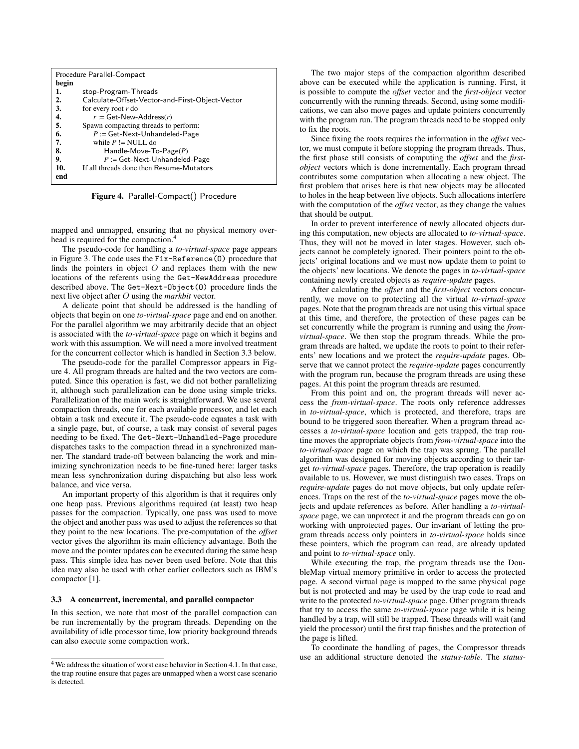```
Procedure Parallel-Compact
begin
1.   stop-Program-Threads
2.   Calculate-Offset-Vector-and-First-Object-Vector
3.   for every root r do
4.       r := Get-New-Address(r)
5.   Spawn compacting threads to perform:
6.       P := Get-Next-Unhandeled-Page
7.       while P != NULL do
8.           Handle-Move-To-Page(P)
9.           P := Get-Next-Unhandeled-Page
10.  If all threads done then Resume-Mutators
end
```

**Figure 4.** Parallel-Compact() Procedure

mapped and unmapped, ensuring that no physical memory overhead is required for the compaction.[4]

The pseudo-code for handling a *to-virtual-space* page appears in Figure 3. The code uses the `Fix-Reference(O)` procedure that finds the pointers in object $O$ and replaces them with the new locations of the referents using the `Get-NewAddress` procedure described above. The `Get-Next-Object(O)` procedure finds the next live object after $O$ using the *markbit* vector.

A delicate point that should be addressed is the handling of objects that begin on one *to-virtual-space* page and end on another. For the parallel algorithm we may arbitrarily decide that an object is associated with the *to-virtual-space* page on which it begins and work with this assumption. We will need a more involved treatment for the concurrent collector which is handled in Section 3.3 below.

The pseudo-code for the parallel Compressor appears in Figure 4. All program threads are halted and the two vectors are computed. Since this operation is fast, we did not bother parallelizing it, although such parallelization can be done using simple tricks. Parallelization of the main work is straightforward. We use several compaction threads, one for each available processor, and let each obtain a task and execute it. The pseudo-code equates a task with a single page, but, of course, a task may consist of several pages needing to be fixed. The `Get-Next-Unhandled-Page` procedure dispatches tasks to the compaction thread in a synchronized manner. The standard trade-off between balancing the work and minimizing synchronization needs to be fine-tuned here: larger tasks mean less synchronization during dispatching but also less work balance, and vice versa.

An important property of this algorithm is that it requires only one heap pass. Previous algorithms required (at least) two heap passes for the compaction. Typically, one pass was used to move the object and another pass was used to adjust the references so that they point to the new locations. The pre-computation of the *offset* vector gives the algorithm its main efficiency advantage. Both the move and the pointer updates can be executed during the same heap pass. This simple idea has never been used before. Note that this idea may also be used with other earlier collectors such as IBM's compactor [1].

### 3.3 A concurrent, incremental, and parallel compactor

In this section, we note that most of the parallel compaction can be run incrementally by the program threads. Depending on the availability of idle processor time, low priority background threads can also execute some compaction work.

The two major steps of the compaction algorithm described above can be executed while the application is running. First, it is possible to compute the *offset* vector and the *first-object* vector concurrently with the running threads. Second, using some modifications, we can also move pages and update pointers concurrently with the program run. The program threads need to be stopped only to fix the roots.

Since fixing the roots requires the information in the *offset* vector, we must compute it before stopping the program threads. Thus, the first phase still consists of computing the *offset* and the *first-object* vectors which is done incrementally. Each program thread contributes some computation when allocating a new object. The first problem that arises here is that new objects may be allocated to holes in the heap between live objects. Such allocations interfere with the computation of the *offset* vector, as they change the values that should be output.

In order to prevent interference of newly allocated objects during this computation, new objects are allocated to *to-virtual-space*. Thus, they will not be moved in later stages. However, such objects cannot be completely ignored. Their pointers point to the objects' original locations and we must now update them to point to the objects' new locations. We denote the pages in *to-virtual-space* containing newly created objects as *require-update* pages.

After calculating the *offset* and the *first-object* vectors concurrently, we move on to protecting all the virtual *to-virtual-space* pages. Note that the program threads are not using this virtual space at this time, and therefore, the protection of these pages can be set concurrently while the program is running and using the *from-virtual-space*. We then stop the program threads. While the program threads are halted, we update the roots to point to their referents' new locations and we protect the *require-update* pages. Observe that we cannot protect the *require-update* pages concurrently with the program run, because the program threads are using these pages. At this point the program threads are resumed.

From this point and on, the program threads will never access the *from-virtual-space*. The roots only reference addresses in *to-virtual-space*, which is protected, and therefore, traps are bound to be triggered soon thereafter. When a program thread accesses a *to-virtual-space* location and gets trapped, the trap routine moves the appropriate objects from *from-virtual-space* into the *to-virtual-space* page on which the trap was sprung. The parallel algorithm was designed for moving objects according to their target *to-virtual-space* pages. Therefore, the trap operation is readily available to us. However, we must distinguish two cases. Traps on *require-update* pages do not move objects, but only update references. Traps on the rest of the *to-virtual-space* pages move the objects and update references as before. After handling a *to-virtual-space* page, we can unprotect it and the program threads can go on working with unprotected pages. Our invariant of letting the program threads access only pointers in *to-virtual-space* holds since these pointers, which the program can read, are already updated and point to *to-virtual-space* only.

While executing the trap, the program threads use the DoubleMap virtual memory primitive in order to access the protected page. A second virtual page is mapped to the same physical page but is not protected and may be used by the trap code to read and write to the protected *to-virtual-space* page. Other program threads that try to access the same *to-virtual-space* page while it is being handled by a trap, will still be trapped. These threads will wait (and yield the processor) until the first trap finishes and the protection of the page is lifted.

To coordinate the handling of pages, the Compressor threads use an additional structure denoted the *status-table*. The *status-*

[4] We address the situation of worst case behavior in Section 4.1. In that case, the trap routine ensure that pages are unmapped when a worst case scenario is detected.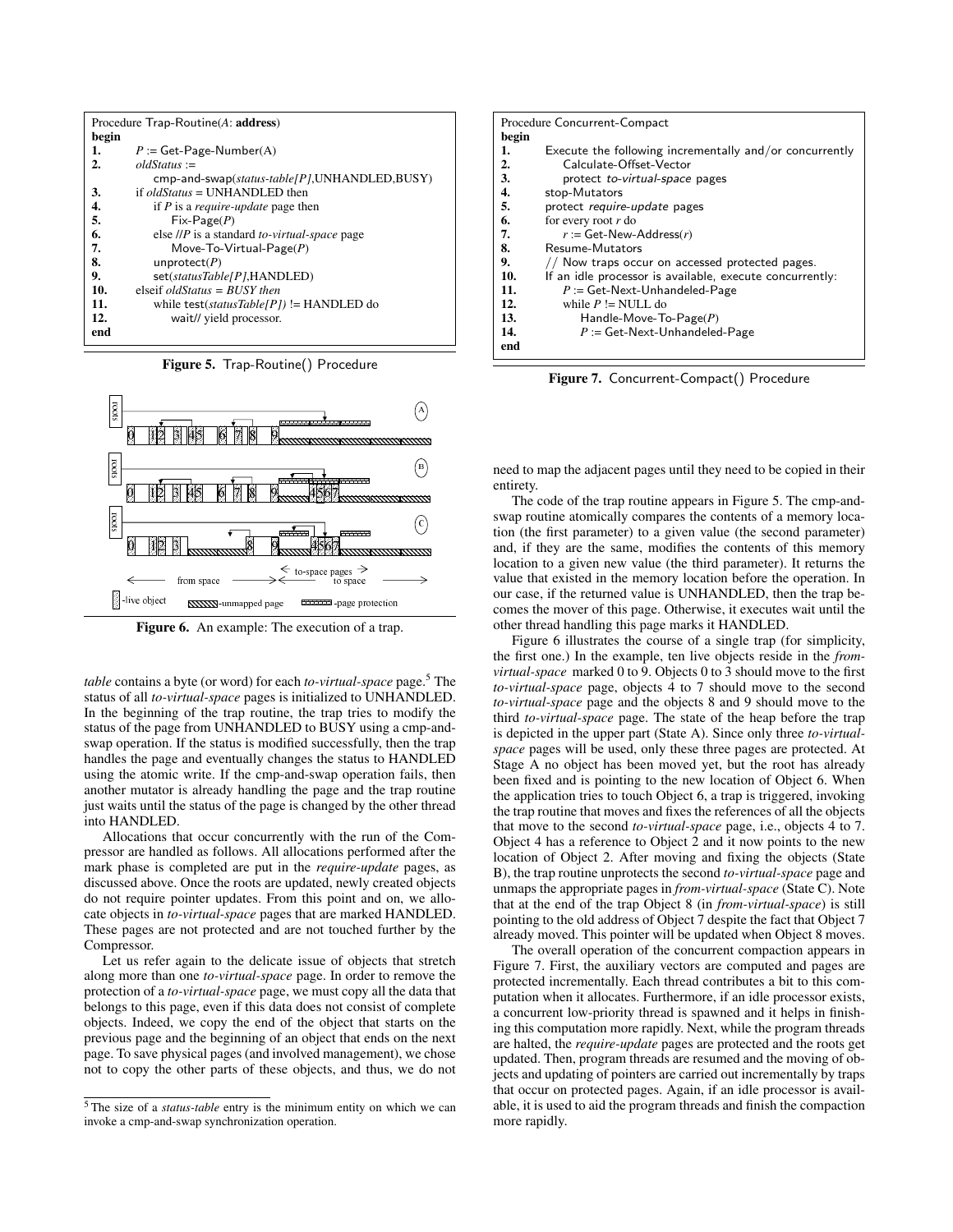```
Procedure Trap-Routine(A: address)
begin
1.    P := Get-Page-Number(A)
2.    oldStatus :=
          cmp-and-swap(status-table[P],UNHANDLED,BUSY)
3.    if oldStatus = UNHANDLED then
4.        if P is a require-update page then
5.            Fix-Page(P)
6.        else //P is a standard to-virtual-space page
7.            Move-To-Virtual-Page(P)
8.        unprotect(P)
9.        set(statusTable[P],HANDLED)
10.   elseif oldStatus = BUSY then
11.       while test(statusTable[P]) != HANDLED do
12.           wait// yield processor.
end
```

**Figure 5.** Trap-Routine() Procedure

**Figure 6.** An example: The execution of a trap.

*table* contains a byte (or word) for each *to-virtual-space* page.[5] The status of all *to-virtual-space* pages is initialized to UNHANDLED. In the beginning of the trap routine, the trap tries to modify the status of the page from UNHANDLED to BUSY using a cmp-and-swap operation. If the status is modified successfully, then the trap handles the page and eventually changes the status to HANDLED using the atomic write. If the cmp-and-swap operation fails, then another mutator is already handling the page and the trap routine just waits until the status of the page is changed by the other thread into HANDLED.

Allocations that occur concurrently with the run of the Compressor are handled as follows. All allocations performed after the mark phase is completed are put in the *require-update* pages, as discussed above. Once the roots are updated, newly created objects do not require pointer updates. From this point and on, we allocate objects in *to-virtual-space* pages that are marked HANDLED. These pages are not protected and are not touched further by the Compressor.

Let us refer again to the delicate issue of objects that stretch along more than one *to-virtual-space* page. In order to remove the protection of a *to-virtual-space* page, we must copy all the data that belongs to this page, even if this data does not consist of complete objects. Indeed, we copy the end of the object that starts on the previous page and the beginning of an object that ends on the next page. To save physical pages (and involved management), we chose not to copy the other parts of these objects, and thus, we do not need to map the adjacent pages until they need to be copied in their entirety.

[5] The size of a *status-table* entry is the minimum entity on which we can invoke a cmp-and-swap synchronization operation.

```
Procedure Concurrent-Compact
begin
1.    Execute the following incrementally and/or concurrently
2.        Calculate-Offset-Vector
3.        protect to-virtual-space pages
4.    stop-Mutators
5.    protect require-update pages
6.    for every root r do
7.        r := Get-New-Address(r)
8.    Resume-Mutators
9.    // Now traps occur on accessed protected pages.
10.   If an idle processor is available, execute concurrently:
11.       P := Get-Next-Unhandeled-Page
12.       while P != NULL do
13.           Handle-Move-To-Page(P)
14.           P := Get-Next-Unhandeled-Page
end
```

**Figure 7.** Concurrent-Compact() Procedure

The code of the trap routine appears in Figure 5. The cmp-and-swap routine atomically compares the contents of a memory location (the first parameter) to a given value (the second parameter) and, if they are the same, modifies the contents of this memory location to a given new value (the third parameter). It returns the value that existed in the memory location before the operation. In our case, if the returned value is UNHANDLED, then the trap becomes the mover of this page. Otherwise, it executes wait until the other thread handling this page marks it HANDLED.

Figure 6 illustrates the course of a single trap (for simplicity, the first one.) In the example, ten live objects reside in the *from-virtual-space* marked 0 to 9. Objects 0 to 3 should move to the first *to-virtual-space* page, objects 4 to 7 should move to the second *to-virtual-space* page and the objects 8 and 9 should move to the third *to-virtual-space* page. The state of the heap before the trap is depicted in the upper part (State A). Since only three *to-virtual-space* pages will be used, only these three pages are protected. At Stage A no object has been moved yet, but the root has already been fixed and is pointing to the new location of Object 6. When the application tries to touch Object 6, a trap is triggered, invoking the trap routine that moves and fixes the references of all the objects that move to the second *to-virtual-space* page, i.e., objects 4 to 7. Object 4 has a reference to Object 2 and it now points to the new location of Object 2. After moving and fixing the objects (State B), the trap routine unprotects the second *to-virtual-space* page and unmaps the appropriate pages in *from-virtual-space* (State C). Note that at the end of the trap Object 8 (in *from-virtual-space*) is still pointing to the old address of Object 7 despite the fact that Object 7 already moved. This pointer will be updated when Object 8 moves.

The overall operation of the concurrent compaction appears in Figure 7. First, the auxiliary vectors are computed and pages are protected incrementally. Each thread contributes a bit to this computation when it allocates. Furthermore, if an idle processor exists, a concurrent low-priority thread is spawned and it helps in finishing this computation more rapidly. Next, while the program threads are halted, the *require-update* pages are protected and the roots get updated. Then, program threads are resumed and the moving of objects and updating of pointers are carried out incrementally by traps that occur on protected pages. Again, if an idle processor is available, it is used to aid the program threads and finish the compaction more rapidly.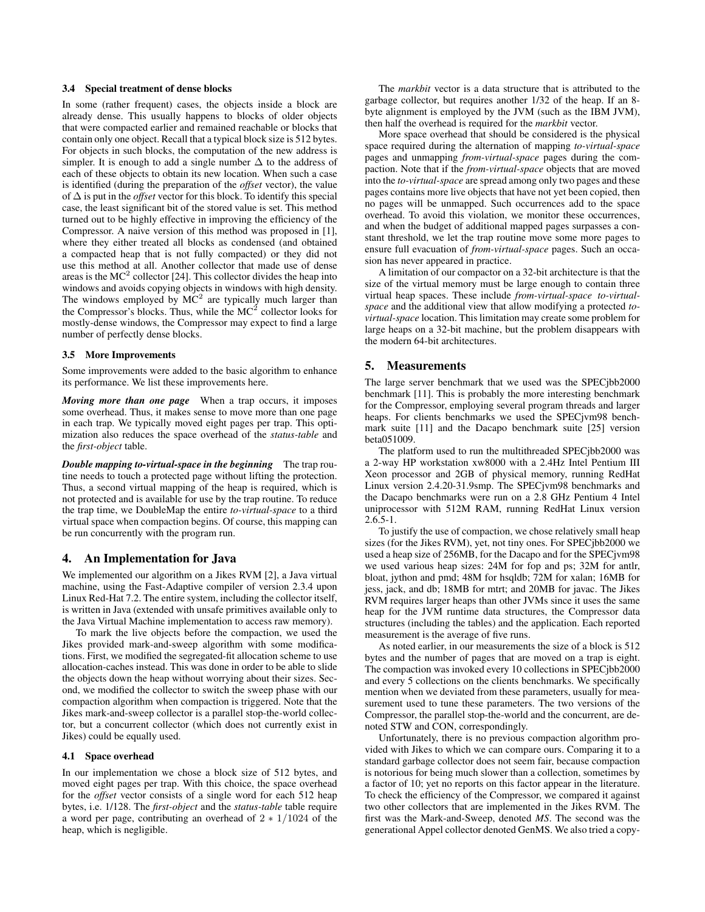### 3.4 Special treatment of dense blocks

In some (rather frequent) cases, the objects inside a block are already dense. This usually happens to blocks of older objects that were compacted earlier and remained reachable or blocks that contain only one object. Recall that a typical block size is 512 bytes. For objects in such blocks, the computation of the new address is simpler. It is enough to add a single number $\Delta$ to the address of each of these objects to obtain its new location. When such a case is identified (during the preparation of the *offset* vector), the value of $\Delta$ is put in the *offset* vector for this block. To identify this special case, the least significant bit of the stored value is set. This method turned out to be highly effective in improving the efficiency of the Compressor. A naive version of this method was proposed in [1], where they either treated all blocks as condensed (and obtained a compacted heap that is not fully compacted) or they did not use this method at all. Another collector that made use of dense areas is the $MC^2$ collector [24]. This collector divides the heap into windows and avoids copying objects in windows with high density. The windows employed by $MC^2$ are typically much larger than the Compressor's blocks. Thus, while the $MC^2$ collector looks for mostly-dense windows, the Compressor may expect to find a large number of perfectly dense blocks.

### 3.5 More Improvements

Some improvements were added to the basic algorithm to enhance its performance. We list these improvements here.

***Moving more than one page*** When a trap occurs, it imposes some overhead. Thus, it makes sense to move more than one page in each trap. We typically moved eight pages per trap. This optimization also reduces the space overhead of the *status-table* and the *first-object* table.

***Double mapping to-virtual-space in the beginning*** The trap routine needs to touch a protected page without lifting the protection. Thus, a second virtual mapping of the heap is required, which is not protected and is available for use by the trap routine. To reduce the trap time, we DoubleMap the entire *to-virtual-space* to a third virtual space when compaction begins. Of course, this mapping can be run concurrently with the program run.

## 4. An Implementation for Java

We implemented our algorithm on a Jikes RVM [2], a Java virtual machine, using the Fast-Adaptive compiler of version 2.3.4 upon Linux Red-Hat 7.2. The entire system, including the collector itself, is written in Java (extended with unsafe primitives available only to the Java Virtual Machine implementation to access raw memory).

To mark the live objects before the compaction, we used the Jikes provided mark-and-sweep algorithm with some modifications. First, we modified the segregated-fit allocation scheme to use allocation-caches instead. This was done in order to be able to slide the objects down the heap without worrying about their sizes. Second, we modified the collector to switch the sweep phase with our compaction algorithm when compaction is triggered. Note that the Jikes mark-and-sweep collector is a parallel stop-the-world collector, but a concurrent collector (which does not currently exist in Jikes) could be equally used.

### 4.1 Space overhead

In our implementation we chose a block size of 512 bytes, and moved eight pages per trap. With this choice, the space overhead for the *offset* vector consists of a single word for each 512 heap bytes, i.e. 1/128. The *first-object* and the *status-table* table require a word per page, contributing an overhead of $2 * 1/1024$ of the heap, which is negligible.

The *markbit* vector is a data structure that is attributed to the garbage collector, but requires another 1/32 of the heap. If an 8-byte alignment is employed by the JVM (such as the IBM JVM), then half the overhead is required for the *markbit* vector.

More space overhead that should be considered is the physical space required during the alternation of mapping *to-virtual-space* pages and unmapping *from-virtual-space* pages during the compaction. Note that if the *from-virtual-space* objects that are moved into the *to-virtual-space* are spread among only two pages and these pages contains more live objects that have not yet been copied, then no pages will be unmapped. Such occurrences add to the space overhead. To avoid this violation, we monitor these occurrences, and when the budget of additional mapped pages surpasses a constant threshold, we let the trap routine move some more pages to ensure full evacuation of *from-virtual-space* pages. Such an occasion has never appeared in practice.

A limitation of our compactor on a 32-bit architecture is that the size of the virtual memory must be large enough to contain three virtual heap spaces. These include *from-virtual-space to-virtual-space* and the additional view that allow modifying a protected *to-virtual-space* location. This limitation may create some problem for large heaps on a 32-bit machine, but the problem disappears with the modern 64-bit architectures.

## 5. Measurements

The large server benchmark that we used was the SPECjbb2000 benchmark [11]. This is probably the more interesting benchmark for the Compressor, employing several program threads and larger heaps. For clients benchmarks we used the SPECjvm98 benchmark suite [11] and the Dacapo benchmark suite [25] version beta051009.

The platform used to run the multithreaded SPECjbb2000 was a 2-way HP workstation xw8000 with a 2.4Hz Intel Pentium III Xeon processor and 2GB of physical memory, running RedHat Linux version 2.4.20-31.9smp. The SPECjvm98 benchmarks and the Dacapo benchmarks were run on a 2.8 GHz Pentium 4 Intel uniprocessor with 512M RAM, running RedHat Linux version 2.6.5-1.

To justify the use of compaction, we chose relatively small heap sizes (for the Jikes RVM), yet, not tiny ones. For SPECjbb2000 we used a heap size of 256MB, for the Dacapo and for the SPECjvm98 we used various heap sizes: 24M for fop and ps; 32M for antlr, bloat, jython and pmd; 48M for hsqldb; 72M for xalan; 16MB for jess, jack, and db; 18MB for mtrt; and 20MB for javac. The Jikes RVM requires larger heaps than other JVMs since it uses the same heap for the JVM runtime data structures, the Compressor data structures (including the tables) and the application. Each reported measurement is the average of five runs.

As noted earlier, in our measurements the size of a block is 512 bytes and the number of pages that are moved on a trap is eight. The compaction was invoked every 10 collections in SPECjbb2000 and every 5 collections on the clients benchmarks. We specifically mention when we deviated from these parameters, usually for measurement used to tune these parameters. The two versions of the Compressor, the parallel stop-the-world and the concurrent, are denoted STW and CON, correspondingly.

Unfortunately, there is no previous compaction algorithm provided with Jikes to which we can compare ours. Comparing it to a standard garbage collector does not seem fair, because compaction is notorious for being much slower than a collection, sometimes by a factor of 10; yet no reports on this factor appear in the literature. To check the efficiency of the Compressor, we compared it against two other collectors that are implemented in the Jikes RVM. The first was the Mark-and-Sweep, denoted *MS*. The second was the generational Appel collector denoted GenMS. We also tried a copy-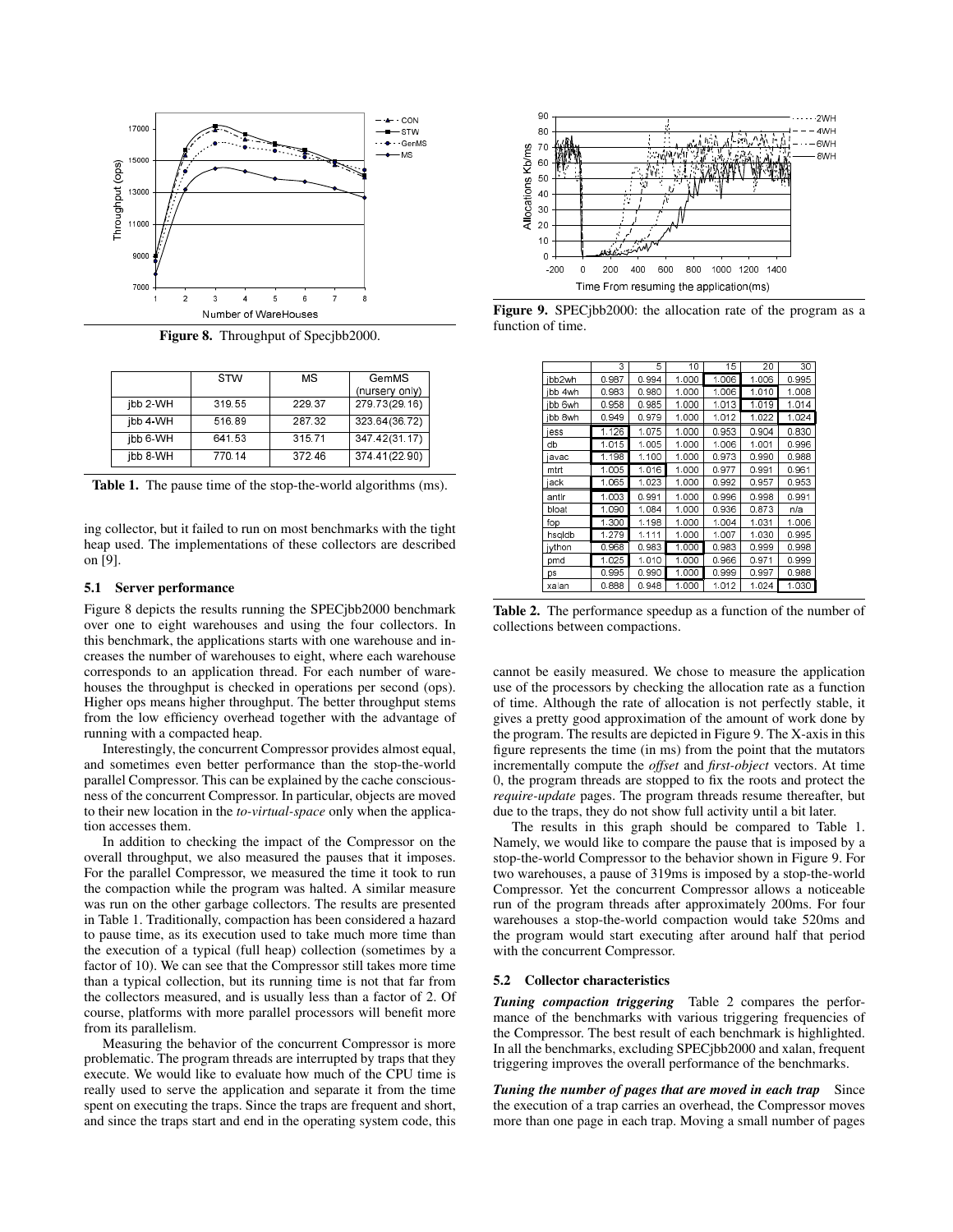Figure 8. Throughput of Specjbb2000.

|  | STW | MS | GemMS (nursery only) |
|---|---|---|---|
| jbb 2-WH | 319.55 | 229.37 | 279.73(29.16) |
| jbb 4-WH | 516.89 | 287.32 | 323.64(36.72) |
| jbb 6-WH | 641.53 | 315.71 | 347.42(31.17) |
| jbb 8-WH | 770.14 | 372.46 | 374.41(22.90) |

**Table 1.** The pause time of the stop-the-world algorithms (ms).

ing collector, but it failed to run on most benchmarks with the tight heap used. The implementations of these collectors are described on [9].

### 5.1 Server performance

Figure 8 depicts the results running the SPECjbb2000 benchmark over one to eight warehouses and using the four collectors. In this benchmark, the applications starts with one warehouse and increases the number of warehouses to eight, where each warehouse corresponds to an application thread. For each number of warehouses the throughput is checked in operations per second (ops). Higher ops means higher throughput. The better throughput stems from the low efficiency overhead together with the advantage of running with a compacted heap.

Interestingly, the concurrent Compressor provides almost equal, and sometimes even better performance than the stop-the-world parallel Compressor. This can be explained by the cache consciousness of the concurrent Compressor. In particular, objects are moved to their new location in the *to-virtual-space* only when the application accesses them.

In addition to checking the impact of the Compressor on the overall throughput, we also measured the pauses that it imposes. For the parallel Compressor, we measured the time it took to run the compaction while the program was halted. A similar measure was run on the other garbage collectors. The results are presented in Table 1. Traditionally, compaction has been considered a hazard to pause time, as its execution used to take much more time than the execution of a typical (full heap) collection (sometimes by a factor of 10). We can see that the Compressor still takes more time than a typical collection, but its running time is not that far from the collectors measured, and is usually less than a factor of 2. Of course, platforms with more parallel processors will benefit more from its parallelism.

Measuring the behavior of the concurrent Compressor is more problematic. The program threads are interrupted by traps that they execute. We would like to evaluate how much of the CPU time is really used to serve the application and separate it from the time spent on executing the traps. Since the traps are frequent and short, and since the traps start and end in the operating system code, this cannot be easily measured. We chose to measure the application use of the processors by checking the allocation rate as a function of time. Although the rate of allocation is not perfectly stable, it gives a pretty good approximation of the amount of work done by the program. The results are depicted in Figure 9. The X-axis in this figure represents the time (in ms) from the point that the mutators incrementally compute the *offset* and *first-object* vectors. At time 0, the program threads are stopped to fix the roots and protect the *require-update* pages. The program threads resume thereafter, but due to the traps, they do not show full activity until a bit later.

The results in this graph should be compared to Table 1. Namely, we would like to compare the pause that is imposed by a stop-the-world Compressor to the behavior shown in Figure 9. For two warehouses, a pause of 319ms is imposed by a stop-the-world Compressor. Yet the concurrent Compressor allows a noticeable run of the program threads after approximately 200ms. For four warehouses a stop-the-world compaction would take 520ms and the program would start executing after around half that period with the concurrent Compressor.

**Figure 9.** SPECjbb2000: the allocation rate of the program as a function of time.

|  | 3 | 5 | 10 | 15 | 20 | 30 |
|---|---|---|---|---|---|---|
| jbb2wh | 0.987 | 0.994 | 1.000 | 1.006 | 1.006 | 0.995 |
| jbb 4wh | 0.983 | 0.980 | 1.000 | 1.006 | 1.010 | 1.008 |
| jbb 6wh | 0.958 | 0.985 | 1.000 | 1.013 | 1.019 | 1.014 |
| jbb 8wh | 0.949 | 0.979 | 1.000 | 1.012 | 1.022 | 1.024 |
| jess | 1.126 | 1.075 | 1.000 | 0.953 | 0.904 | 0.830 |
| db | 1.015 | 1.005 | 1.000 | 1.006 | 1.001 | 0.996 |
| javac | 1.198 | 1.100 | 1.000 | 0.973 | 0.990 | 0.988 |
| mtrt | 1.005 | 1.016 | 1.000 | 0.977 | 0.991 | 0.961 |
| jack | 1.065 | 1.023 | 1.000 | 0.992 | 0.957 | 0.953 |
| antlr | 1.003 | 0.991 | 1.000 | 0.996 | 0.998 | 0.991 |
| bloat | 1.090 | 1.084 | 1.000 | 0.936 | 0.873 | n/a |
| fop | 1.300 | 1.198 | 1.000 | 1.004 | 1.031 | 1.006 |
| hsqldb | 1.279 | 1.111 | 1.000 | 1.007 | 1.030 | 0.995 |
| jython | 0.968 | 0.983 | 1.000 | 0.983 | 0.999 | 0.998 |
| pmd | 1.025 | 1.010 | 1.000 | 0.966 | 0.971 | 0.999 |
| ps | 0.995 | 0.990 | 1.000 | 0.999 | 0.997 | 0.988 |
| xalan | 0.888 | 0.948 | 1.000 | 1.012 | 1.024 | 1.030 |

**Table 2.** The performance speedup as a function of the number of collections between compactions.

### 5.2 Collector characteristics

***Tuning compaction triggering*** Table 2 compares the performance of the benchmarks with various triggering frequencies of the Compressor. The best result of each benchmark is highlighted. In all the benchmarks, excluding SPECjbb2000 and xalan, frequent triggering improves the overall performance of the benchmarks.

***Tuning the number of pages that are moved in each trap*** Since the execution of a trap carries an overhead, the Compressor moves more than one page in each trap. Moving a small number of pages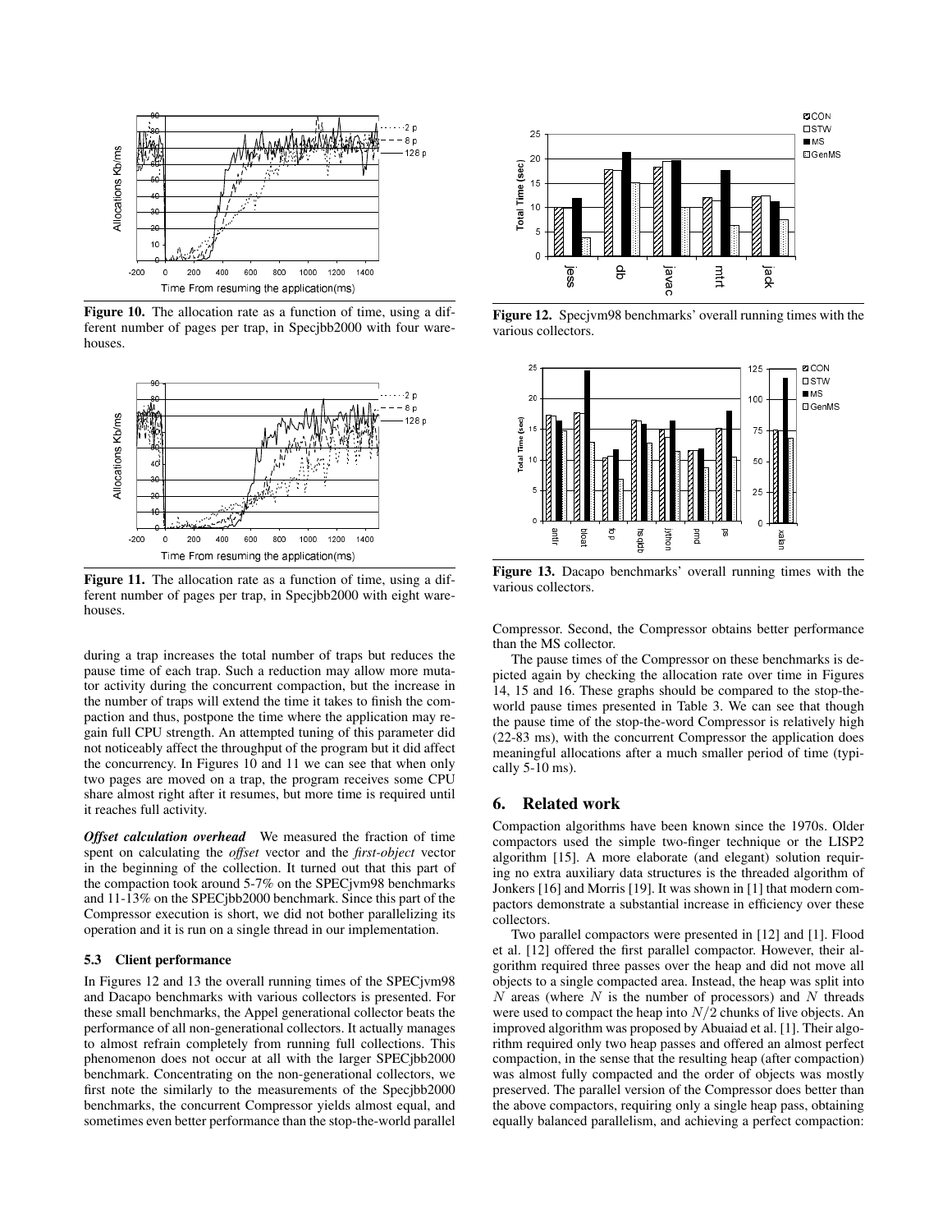Figure 10. The allocation rate as a function of time, using a different number of pages per trap, in Specjbb2000 with four warehouses.

Figure 11. The allocation rate as a function of time, using a different number of pages per trap, in Specjbb2000 with eight warehouses.

Figure 12. Specjvm98 benchmarks' overall running times with the various collectors.

Figure 13. Dacapo benchmarks' overall running times with the various collectors.

during a trap increases the total number of traps but reduces the pause time of each trap. Such a reduction may allow more mutator activity during the concurrent compaction, but the increase in the number of traps will extend the time it takes to finish the compaction and thus, postpone the time where the application may regain full CPU strength. An attempted tuning of this parameter did not noticeably affect the throughput of the program but it did affect the concurrency. In Figures 10 and 11 we can see that when only two pages are moved on a trap, the program receives some CPU share almost right after it resumes, but more time is required until it reaches full activity.

***Offset calculation overhead*** We measured the fraction of time spent on calculating the *offset* vector and the *first-object* vector in the beginning of the collection. It turned out that this part of the compaction took around 5-7% on the SPECjvm98 benchmarks and 11-13% on the SPECjbb2000 benchmark. Since this part of the Compressor execution is short, we did not bother parallelizing its operation and it is run on a single thread in our implementation.

### 5.3 Client performance

In Figures 12 and 13 the overall running times of the SPECjvm98 and Dacapo benchmarks with various collectors is presented. For these small benchmarks, the Appel generational collector beats the performance of all non-generational collectors. It actually manages to almost refrain completely from running full collections. This phenomenon does not occur at all with the larger SPECjbb2000 benchmark. Concentrating on the non-generational collectors, we first note the similarly to the measurements of the Specjbb2000 benchmarks, the concurrent Compressor yields almost equal, and sometimes even better performance than the stop-the-world parallel Compressor. Second, the Compressor obtains better performance than the MS collector.

The pause times of the Compressor on these benchmarks is depicted again by checking the allocation rate over time in Figures 14, 15 and 16. These graphs should be compared to the stop-the-world pause times presented in Table 3. We can see that though the pause time of the stop-the-word Compressor is relatively high (22-83 ms), with the concurrent Compressor the application does meaningful allocations after a much smaller period of time (typically 5-10 ms).

## 6. Related work

Compaction algorithms have been known since the 1970s. Older compactors used the simple two-finger technique or the LISP2 algorithm [15]. A more elaborate (and elegant) solution requiring no extra auxiliary data structures is the threaded algorithm of Jonkers [16] and Morris [19]. It was shown in [1] that modern compactors demonstrate a substantial increase in efficiency over these collectors.

Two parallel compactors were presented in [12] and [1]. Flood et al. [12] offered the first parallel compactor. However, their algorithm required three passes over the heap and did not move all objects to a single compacted area. Instead, the heap was split into $N$ areas (where $N$ is the number of processors) and $N$ threads were used to compact the heap into $N/2$ chunks of live objects. An improved algorithm was proposed by Abuaiad et al. [1]. Their algorithm required only two heap passes and offered an almost perfect compaction, in the sense that the resulting heap (after compaction) was almost fully compacted and the order of objects was mostly preserved. The parallel version of the Compressor does better than the above compactors, requiring only a single heap pass, obtaining equally balanced parallelism, and achieving a perfect compaction: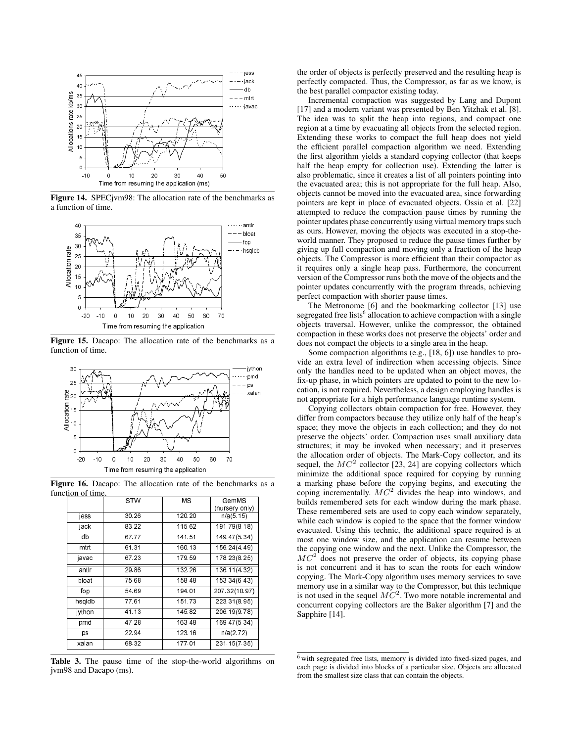Figure 14. SPECjvm98: The allocation rate of the benchmarks as a function of time.

Figure 15. Dacapo: The allocation rate of the benchmarks as a function of time.

Figure 16. Dacapo: The allocation rate of the benchmarks as a function of time.

| | STW | MS | GemMS (nursery only) |
|---|---|---|---|
| jess | 30.26 | 120.20 | n/a(5.15) |
| jack | 83.22 | 115.62 | 191.79(8.18) |
| db | 67.77 | 141.51 | 149.47(5.34) |
| mtrt | 61.31 | 160.13 | 156.24(4.49) |
| javac | 67.23 | 179.59 | 178.23(8.25) |
| antlr | 29.86 | 132.26 | 136.11(4.32) |
| bloat | 75.68 | 158.48 | 153.34(6.43) |
| fop | 54.69 | 194.01 | 207.32(10.97) |
| hsqldb | 77.61 | 151.73 | 223.31(8.95) |
| jython | 41.13 | 145.82 | 206.19(9.78) |
| pmd | 47.28 | 163.48 | 169.47(5.34) |
| ps | 22.94 | 123.16 | n/a(2.72) |
| xalan | 68.32 | 177.01 | 231.15(7.35) |

Table 3. The pause time of the stop-the-world algorithms on jvm98 and Dacapo (ms).

the order of objects is perfectly preserved and the resulting heap is perfectly compacted. Thus, the Compressor, as far as we know, is the best parallel compactor existing today.

Incremental compaction was suggested by Lang and Dupont [17] and a modern variant was presented by Ben Yitzhak et al. [8]. The idea was to split the heap into regions, and compact one region at a time by evacuating all objects from the selected region. Extending these works to compact the full heap does not yield the efficient parallel compaction algorithm we need. Extending the first algorithm yields a standard copying collector (that keeps half the heap empty for collection use). Extending the latter is also problematic, since it creates a list of all pointers pointing into the evacuated area; this is not appropriate for the full heap. Also, objects cannot be moved into the evacuated area, since forwarding pointers are kept in place of evacuated objects. Ossia et al. [22] attempted to reduce the compaction pause times by running the pointer updates phase concurrently using virtual memory traps such as ours. However, moving the objects was executed in a stop-the-world manner. They proposed to reduce the pause times further by giving up full compaction and moving only a fraction of the heap objects. The Compressor is more efficient than their compactor as it requires only a single heap pass. Furthermore, the concurrent version of the Compressor runs both the move of the objects and the pointer updates concurrently with the program threads, achieving perfect compaction with shorter pause times.

The Metronome [6] and the bookmarking collector [13] use segregated free lists[6] allocation to achieve compaction with a single objects traversal. However, unlike the compressor, the obtained compaction in these works does not preserve the objects' order and does not compact the objects to a single area in the heap.

Some compaction algorithms (e.g., [18, 6]) use handles to provide an extra level of indirection when accessing objects. Since only the handles need to be updated when an object moves, the fix-up phase, in which pointers are updated to point to the new location, is not required. Nevertheless, a design employing handles is not appropriate for a high performance language runtime system.

Copying collectors obtain compaction for free. However, they differ from compactors because they utilize only half of the heap's space; they move the objects in each collection; and they do not preserve the objects' order. Compaction uses small auxiliary data structures; it may be invoked when necessary; and it preserves the allocation order of objects. The Mark-Copy collector, and its sequel, the $MC^2$ collector [23, 24] are copying collectors which minimize the additional space required for copying by running a marking phase before the copying begins, and executing the coping incrementally. $MC^2$ divides the heap into windows, and builds remembered sets for each window during the mark phase. These remembered sets are used to copy each window separately, while each window is copied to the space that the former window evacuated. Using this technic, the additional space required is at most one window size, and the application can resume between the copying one window and the next. Unlike the Compressor, the $MC^2$ does not preserve the order of objects, its copying phase is not concurrent and it has to scan the roots for each window copying. The Mark-Copy algorithm uses memory services to save memory use in a similar way to the Compressor, but this technique is not used in the sequel $MC^2$. Two more notable incremental and concurrent copying collectors are the Baker algorithm [7] and the Sapphire [14].

[6] with segregated free lists, memory is divided into fixed-sized pages, and each page is divided into blocks of a particular size. Objects are allocated from the smallest size class that can contain the objects.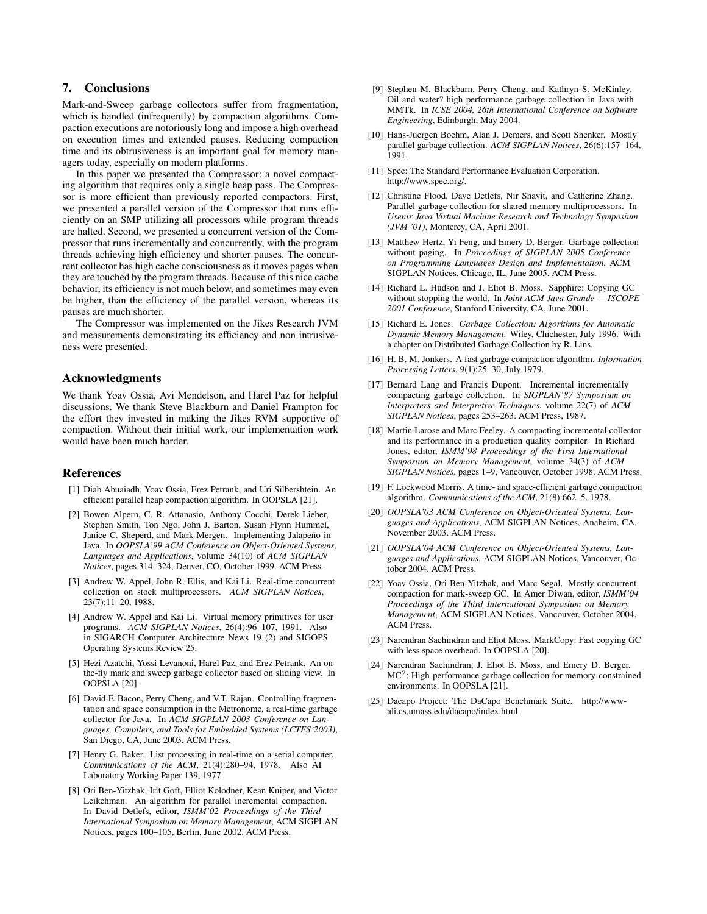## 7. Conclusions

Mark-and-Sweep garbage collectors suffer from fragmentation, which is handled (infrequently) by compaction algorithms. Compaction executions are notoriously long and impose a high overhead on execution times and extended pauses. Reducing compaction time and its obtrusiveness is an important goal for memory managers today, especially on modern platforms.

In this paper we presented the Compressor: a novel compacting algorithm that requires only a single heap pass. The Compressor is more efficient than previously reported compactors. First, we presented a parallel version of the Compressor that runs efficiently on an SMP utilizing all processors while program threads are halted. Second, we presented a concurrent version of the Compressor that runs incrementally and concurrently, with the program threads achieving high efficiency and shorter pauses. The concurrent collector has high cache consciousness as it moves pages when they are touched by the program threads. Because of this nice cache behavior, its efficiency is not much below, and sometimes may even be higher, than the efficiency of the parallel version, whereas its pauses are much shorter.

The Compressor was implemented on the Jikes Research JVM and measurements demonstrating its efficiency and non intrusiveness were presented.

## Acknowledgments

We thank Yoav Ossia, Avi Mendelson, and Harel Paz for helpful discussions. We thank Steve Blackburn and Daniel Frampton for the effort they invested in making the Jikes RVM supportive of compaction. Without their initial work, our implementation work would have been much harder.

## References

[1] Diab Abuaiadh, Yoav Ossia, Erez Petrank, and Uri Silbershtein. An efficient parallel heap compaction algorithm. In OOPSLA [21].

[2] Bowen Alpern, C. R. Attanasio, Anthony Cocchi, Derek Lieber, Stephen Smith, Ton Ngo, John J. Barton, Susan Flynn Hummel, Janice C. Sheperd, and Mark Mergen. Implementing Jalapeño in Java. In *OOPSLA'99 ACM Conference on Object-Oriented Systems, Languages and Applications*, volume 34(10) of *ACM SIGPLAN Notices*, pages 314–324, Denver, CO, October 1999. ACM Press.

[3] Andrew W. Appel, John R. Ellis, and Kai Li. Real-time concurrent collection on stock multiprocessors. *ACM SIGPLAN Notices*, 23(7):11–20, 1988.

[4] Andrew W. Appel and Kai Li. Virtual memory primitives for user programs. *ACM SIGPLAN Notices*, 26(4):96–107, 1991. Also in SIGARCH Computer Architecture News 19 (2) and SIGOPS Operating Systems Review 25.

[5] Hezi Azatchi, Yossi Levanoni, Harel Paz, and Erez Petrank. An on-the-fly mark and sweep garbage collector based on sliding view. In OOPSLA [20].

[6] David F. Bacon, Perry Cheng, and V.T. Rajan. Controlling fragmentation and space consumption in the Metronome, a real-time garbage collector for Java. In *ACM SIGPLAN 2003 Conference on Languages, Compilers, and Tools for Embedded Systems (LCTES'2003)*, San Diego, CA, June 2003. ACM Press.

[7] Henry G. Baker. List processing in real-time on a serial computer. *Communications of the ACM*, 21(4):280–94, 1978. Also AI Laboratory Working Paper 139, 1977.

[8] Ori Ben-Yitzhak, Irit Goft, Elliot Kolodner, Kean Kuiper, and Victor Leikehman. An algorithm for parallel incremental compaction. In David Detlefs, editor, *ISMM'02 Proceedings of the Third International Symposium on Memory Management*, ACM SIGPLAN Notices, pages 100–105, Berlin, June 2002. ACM Press.

[9] Stephen M. Blackburn, Perry Cheng, and Kathryn S. McKinley. Oil and water? high performance garbage collection in Java with MMTk. In *ICSE 2004, 26th International Conference on Software Engineering*, Edinburgh, May 2004.

[10] Hans-Juergen Boehm, Alan J. Demers, and Scott Shenker. Mostly parallel garbage collection. *ACM SIGPLAN Notices*, 26(6):157–164, 1991.

[11] Spec: The Standard Performance Evaluation Corporation. http://www.spec.org/.

[12] Christine Flood, Dave Detlefs, Nir Shavit, and Catherine Zhang. Parallel garbage collection for shared memory multiprocessors. In *Usenix Java Virtual Machine Research and Technology Symposium (JVM '01)*, Monterey, CA, April 2001.

[13] Matthew Hertz, Yi Feng, and Emery D. Berger. Garbage collection without paging. In *Proceedings of SIGPLAN 2005 Conference on Programming Languages Design and Implementation*, ACM SIGPLAN Notices, Chicago, IL, June 2005. ACM Press.

[14] Richard L. Hudson and J. Eliot B. Moss. Sapphire: Copying GC without stopping the world. In *Joint ACM Java Grande — ISCOPE 2001 Conference*, Stanford University, CA, June 2001.

[15] Richard E. Jones. *Garbage Collection: Algorithms for Automatic Dynamic Memory Management*. Wiley, Chichester, July 1996. With a chapter on Distributed Garbage Collection by R. Lins.

[16] H. B. M. Jonkers. A fast garbage compaction algorithm. *Information Processing Letters*, 9(1):25–30, July 1979.

[17] Bernard Lang and Francis Dupont. Incremental incrementally compacting garbage collection. In *SIGPLAN'87 Symposium on Interpreters and Interpretive Techniques*, volume 22(7) of *ACM SIGPLAN Notices*, pages 253–263. ACM Press, 1987.

[18] Martin Larose and Marc Feeley. A compacting incremental collector and its performance in a production quality compiler. In Richard Jones, editor, *ISMM'98 Proceedings of the First International Symposium on Memory Management*, volume 34(3) of *ACM SIGPLAN Notices*, pages 1–9, Vancouver, October 1998. ACM Press.

[19] F. Lockwood Morris. A time- and space-efficient garbage compaction algorithm. *Communications of the ACM*, 21(8):662–5, 1978.

[20] *OOPSLA'03 ACM Conference on Object-Oriented Systems, Languages and Applications*, ACM SIGPLAN Notices, Anaheim, CA, November 2003. ACM Press.

[21] *OOPSLA'04 ACM Conference on Object-Oriented Systems, Languages and Applications*, ACM SIGPLAN Notices, Vancouver, October 2004. ACM Press.

[22] Yoav Ossia, Ori Ben-Yitzhak, and Marc Segal. Mostly concurrent compaction for mark-sweep GC. In Amer Diwan, editor, *ISMM'04 Proceedings of the Third International Symposium on Memory Management*, ACM SIGPLAN Notices, Vancouver, October 2004. ACM Press.

[23] Narendran Sachindran and Eliot Moss. MarkCopy: Fast copying GC with less space overhead. In OOPSLA [20].

[24] Narendran Sachindran, J. Eliot B. Moss, and Emery D. Berger. $MC^2$: High-performance garbage collection for memory-constrained environments. In OOPSLA [21].

[25] Dacapo Project: The DaCapo Benchmark Suite. http://www-ali.cs.umass.edu/dacapo/index.html.